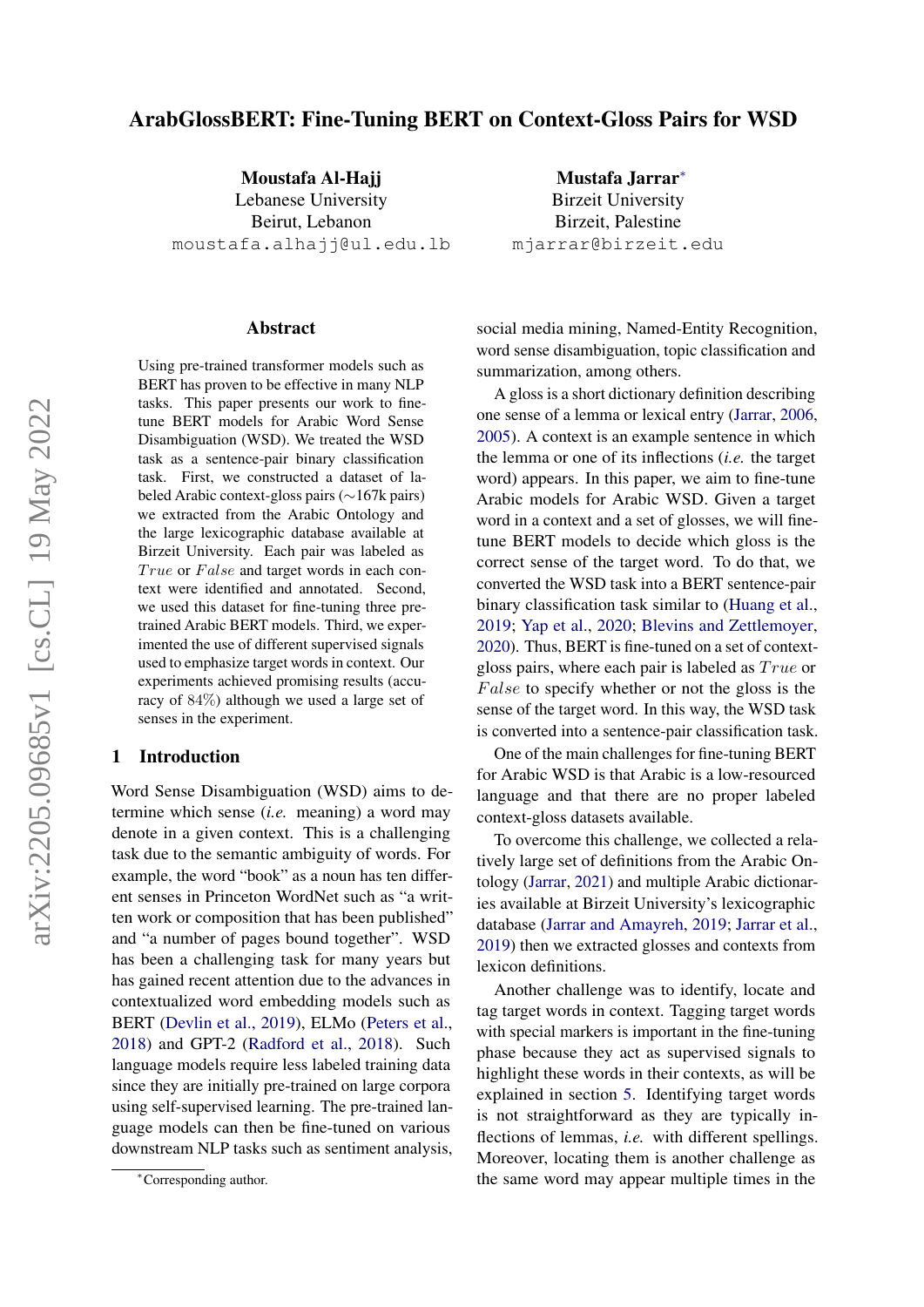# ArabGlossBERT: Fine-Tuning BERT on Context-Gloss Pairs for WSD

**Moustafa Al-Hajj**
Lebanese University
Beirut, Lebanon
moustafa.alhajj@ul.edu.lb

**Mustafa Jarrar***
Birzeit University
Birzeit, Palestine
mjarrar@birzeit.edu

## Abstract

Using pre-trained transformer models such as BERT has proven to be effective in many NLP tasks. This paper presents our work to fine-tune BERT models for Arabic Word Sense Disambiguation (WSD). We treated the WSD task as a sentence-pair binary classification task. First, we constructed a dataset of labeled Arabic context-gloss pairs (∼167k pairs) we extracted from the Arabic Ontology and the large lexicographic database available at Birzeit University. Each pair was labeled as $True$ or $False$ and target words in each context were identified and annotated. Second, we used this dataset for fine-tuning three pre-trained Arabic BERT models. Third, we experimented the use of different supervised signals used to emphasize target words in context. Our experiments achieved promising results (accuracy of 84%) although we used a large set of senses in the experiment.

## 1 Introduction

Word Sense Disambiguation (WSD) aims to determine which sense (*i.e.* meaning) a word may denote in a given context. This is a challenging task due to the semantic ambiguity of words. For example, the word "book" as a noun has ten different senses in Princeton WordNet such as "a written work or composition that has been published" and "a number of pages bound together". WSD has been a challenging task for many years but has gained recent attention due to the advances in contextualized word embedding models such as BERT (Devlin et al., 2019), ELMo (Peters et al., 2018) and GPT-2 (Radford et al., 2018). Such language models require less labeled training data since they are initially pre-trained on large corpora using self-supervised learning. The pre-trained language models can then be fine-tuned on various downstream NLP tasks such as sentiment analysis, social media mining, Named-Entity Recognition, word sense disambiguation, topic classification and summarization, among others.

A gloss is a short dictionary definition describing one sense of a lemma or lexical entry (Jarrar, 2006, 2005). A context is an example sentence in which the lemma or one of its inflections (*i.e.* the target word) appears. In this paper, we aim to fine-tune Arabic models for Arabic WSD. Given a target word in a context and a set of glosses, we will fine-tune BERT models to decide which gloss is the correct sense of the target word. To do that, we converted the WSD task into a BERT sentence-pair binary classification task similar to (Huang et al., 2019; Yap et al., 2020; Blevins and Zettlemoyer, 2020). Thus, BERT is fine-tuned on a set of context-gloss pairs, where each pair is labeled as $True$ or $False$ to specify whether or not the gloss is the sense of the target word. In this way, the WSD task is converted into a sentence-pair classification task.

One of the main challenges for fine-tuning BERT for Arabic WSD is that Arabic is a low-resourced language and that there are no proper labeled context-gloss datasets available.

To overcome this challenge, we collected a relatively large set of definitions from the Arabic Ontology (Jarrar, 2021) and multiple Arabic dictionaries available at Birzeit University's lexicographic database (Jarrar and Amayreh, 2019; Jarrar et al., 2019) then we extracted glosses and contexts from lexicon definitions.

Another challenge was to identify, locate and tag target words in context. Tagging target words with special markers is important in the fine-tuning phase because they act as supervised signals to highlight these words in their contexts, as will be explained in section 5. Identifying target words is not straightforward as they are typically inflections of lemmas, *i.e.* with different spellings. Moreover, locating them is another challenge as the same word may appear multiple times in the

*Corresponding author.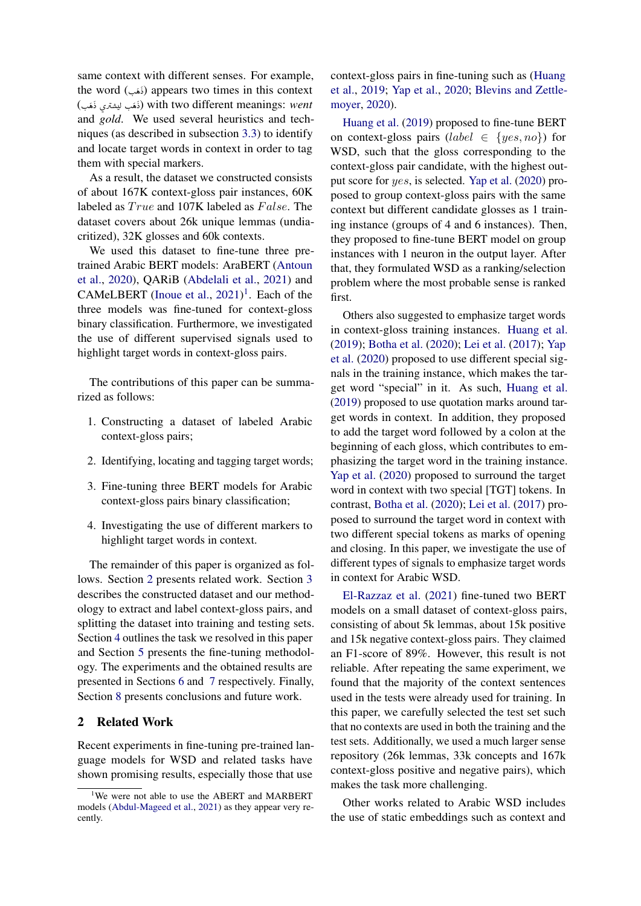same context with different senses. For example, the word (ذَهَب) appears two times in this context (ذَهَب ليشتري ذَهَب) with two different meanings: *went* and *gold*. We used several heuristics and techniques (as described in subsection 3.3) to identify and locate target words in context in order to tag them with special markers.

As a result, the dataset we constructed consists of about 167K context-gloss pair instances, 60K labeled as $True$ and 107K labeled as $False$. The dataset covers about 26k unique lemmas (undiacritized), 32K glosses and 60k contexts.

We used this dataset to fine-tune three pre-trained Arabic BERT models: AraBERT (Antoun et al., 2020), QARiB (Abdelali et al., 2021) and CAMeLBERT (Inoue et al., 2021)[1]. Each of the three models was fine-tuned for context-gloss binary classification. Furthermore, we investigated the use of different supervised signals used to highlight target words in context-gloss pairs.

The contributions of this paper can be summarized as follows:

1. Constructing a dataset of labeled Arabic context-gloss pairs;
2. Identifying, locating and tagging target words;
3. Fine-tuning three BERT models for Arabic context-gloss pairs binary classification;
4. Investigating the use of different markers to highlight target words in context.

The remainder of this paper is organized as follows. Section 2 presents related work. Section 3 describes the constructed dataset and our methodology to extract and label context-gloss pairs, and splitting the dataset into training and testing sets. Section 4 outlines the task we resolved in this paper and Section 5 presents the fine-tuning methodology. The experiments and the obtained results are presented in Sections 6 and 7 respectively. Finally, Section 8 presents conclusions and future work.

## 2 Related Work

Recent experiments in fine-tuning pre-trained language models for WSD and related tasks have shown promising results, especially those that use context-gloss pairs in fine-tuning such as (Huang et al., 2019; Yap et al., 2020; Blevins and Zettlemoyer, 2020).

Huang et al. (2019) proposed to fine-tune BERT on context-gloss pairs ($label \in \{yes, no\}$) for WSD, such that the gloss corresponding to the context-gloss pair candidate, with the highest output score for $yes$, is selected. Yap et al. (2020) proposed to group context-gloss pairs with the same context but different candidate glosses as 1 training instance (groups of 4 and 6 instances). Then, they proposed to fine-tune BERT model on group instances with 1 neuron in the output layer. After that, they formulated WSD as a ranking/selection problem where the most probable sense is ranked first.

Others also suggested to emphasize target words in context-gloss training instances. Huang et al. (2019); Botha et al. (2020); Lei et al. (2017); Yap et al. (2020) proposed to use different special signals in the training instance, which makes the target word "special" in it. As such, Huang et al. (2019) proposed to use quotation marks around target words in context. In addition, they proposed to add the target word followed by a colon at the beginning of each gloss, which contributes to emphasizing the target word in the training instance. Yap et al. (2020) proposed to surround the target word in context with two special [TGT] tokens. In contrast, Botha et al. (2020); Lei et al. (2017) proposed to surround the target word in context with two different special tokens as marks of opening and closing. In this paper, we investigate the use of different types of signals to emphasize target words in context for Arabic WSD.

El-Razzaz et al. (2021) fine-tuned two BERT models on a small dataset of context-gloss pairs, consisting of about 5k lemmas, about 15k positive and 15k negative context-gloss pairs. They claimed an F1-score of 89%. However, this result is not reliable. After repeating the same experiment, we found that the majority of the context sentences used in the tests were already used for training. In this paper, we carefully selected the test set such that no contexts are used in both the training and the test sets. Additionally, we used a much larger sense repository (26k lemmas, 33k concepts and 167k context-gloss positive and negative pairs), which makes the task more challenging.

Other works related to Arabic WSD includes the use of static embeddings such as context and

[1] We were not able to use the ABERT and MARBERT models (Abdul-Mageed et al., 2021) as they appear very recently.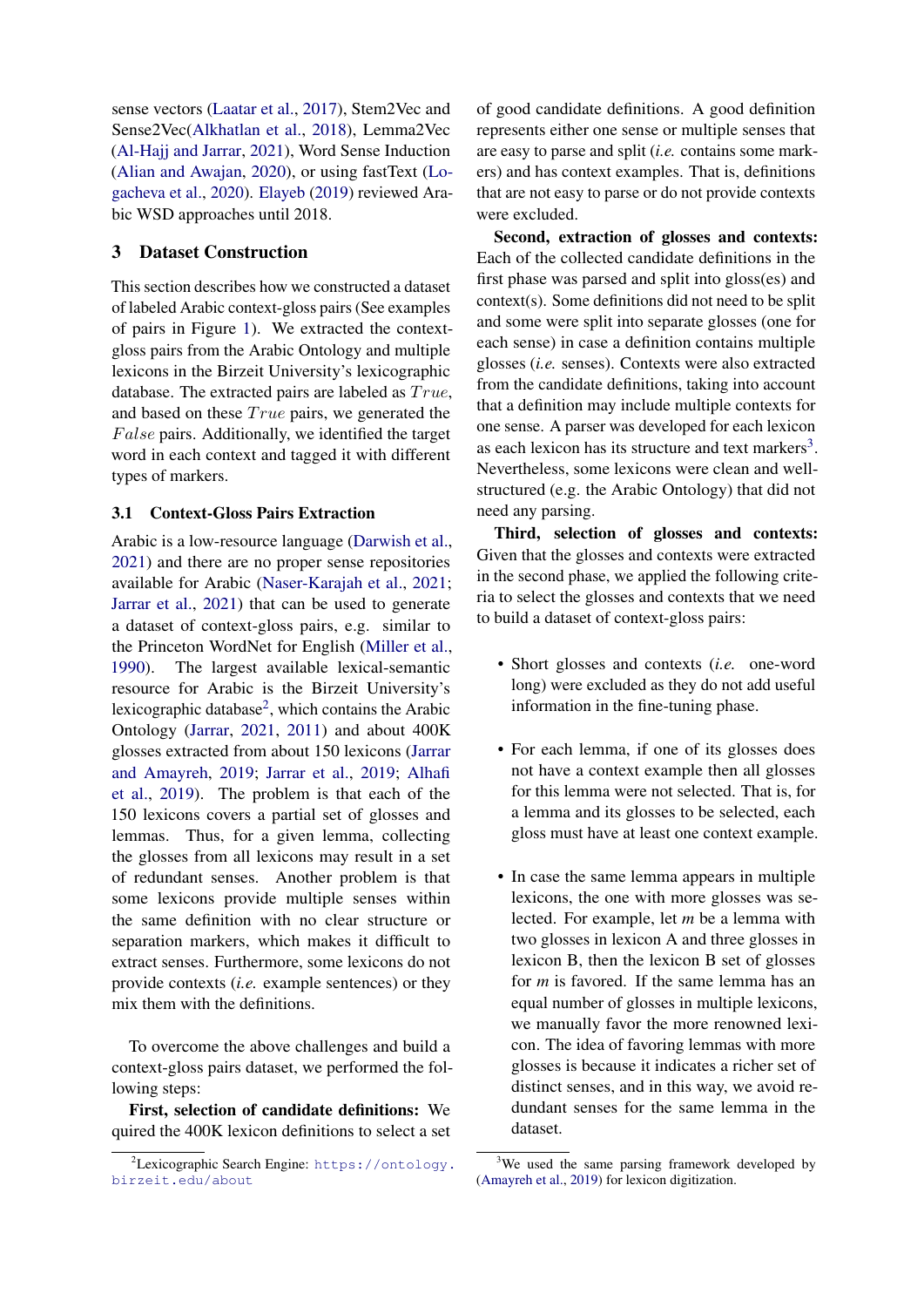sense vectors (Laatar et al., 2017), Stem2Vec and Sense2Vec(Alkhatlan et al., 2018), Lemma2Vec (Al-Hajj and Jarrar, 2021), Word Sense Induction (Alian and Awajan, 2020), or using fastText (Logacheva et al., 2020). Elayeb (2019) reviewed Arabic WSD approaches until 2018.

## 3 Dataset Construction

This section describes how we constructed a dataset of labeled Arabic context-gloss pairs (See examples of pairs in Figure 1). We extracted the context-gloss pairs from the Arabic Ontology and multiple lexicons in the Birzeit University's lexicographic database. The extracted pairs are labeled as $True$, and based on these $True$ pairs, we generated the $False$ pairs. Additionally, we identified the target word in each context and tagged it with different types of markers.

### 3.1 Context-Gloss Pairs Extraction

Arabic is a low-resource language (Darwish et al., 2021) and there are no proper sense repositories available for Arabic (Naser-Karajah et al., 2021; Jarrar et al., 2021) that can be used to generate a dataset of context-gloss pairs, e.g. similar to the Princeton WordNet for English (Miller et al., 1990). The largest available lexical-semantic resource for Arabic is the Birzeit University's lexicographic database[2], which contains the Arabic Ontology (Jarrar, 2021, 2011) and about 400K glosses extracted from about 150 lexicons (Jarrar and Amayreh, 2019; Jarrar et al., 2019; Alhafi et al., 2019). The problem is that each of the 150 lexicons covers a partial set of glosses and lemmas. Thus, for a given lemma, collecting the glosses from all lexicons may result in a set of redundant senses. Another problem is that some lexicons provide multiple senses within the same definition with no clear structure or separation markers, which makes it difficult to extract senses. Furthermore, some lexicons do not provide contexts (*i.e.* example sentences) or they mix them with the definitions.

To overcome the above challenges and build a context-gloss pairs dataset, we performed the following steps:

**First, selection of candidate definitions:** We quired the 400K lexicon definitions to select a set of good candidate definitions. A good definition represents either one sense or multiple senses that are easy to parse and split (*i.e.* contains some markers) and has context examples. That is, definitions that are not easy to parse or do not provide contexts were excluded.

**Second, extraction of glosses and contexts:** Each of the collected candidate definitions in the first phase was parsed and split into gloss(es) and context(s). Some definitions did not need to be split and some were split into separate glosses (one for each sense) in case a definition contains multiple glosses (*i.e.* senses). Contexts were also extracted from the candidate definitions, taking into account that a definition may include multiple contexts for one sense. A parser was developed for each lexicon as each lexicon has its structure and text markers[3]. Nevertheless, some lexicons were clean and well-structured (e.g. the Arabic Ontology) that did not need any parsing.

**Third, selection of glosses and contexts:** Given that the glosses and contexts were extracted in the second phase, we applied the following criteria to select the glosses and contexts that we need to build a dataset of context-gloss pairs:

- Short glosses and contexts (*i.e.* one-word long) were excluded as they do not add useful information in the fine-tuning phase.
- For each lemma, if one of its glosses does not have a context example then all glosses for this lemma were not selected. That is, for a lemma and its glosses to be selected, each gloss must have at least one context example.
- In case the same lemma appears in multiple lexicons, the one with more glosses was selected. For example, let *m* be a lemma with two glosses in lexicon A and three glosses in lexicon B, then the lexicon B set of glosses for *m* is favored. If the same lemma has an equal number of glosses in multiple lexicons, we manually favor the more renowned lexicon. The idea of favoring lemmas with more glosses is because it indicates a richer set of distinct senses, and in this way, we avoid redundant senses for the same lemma in the dataset.

[2] Lexicographic Search Engine: https://ontology.birzeit.edu/about

[3] We used the same parsing framework developed by (Amayreh et al., 2019) for lexicon digitization.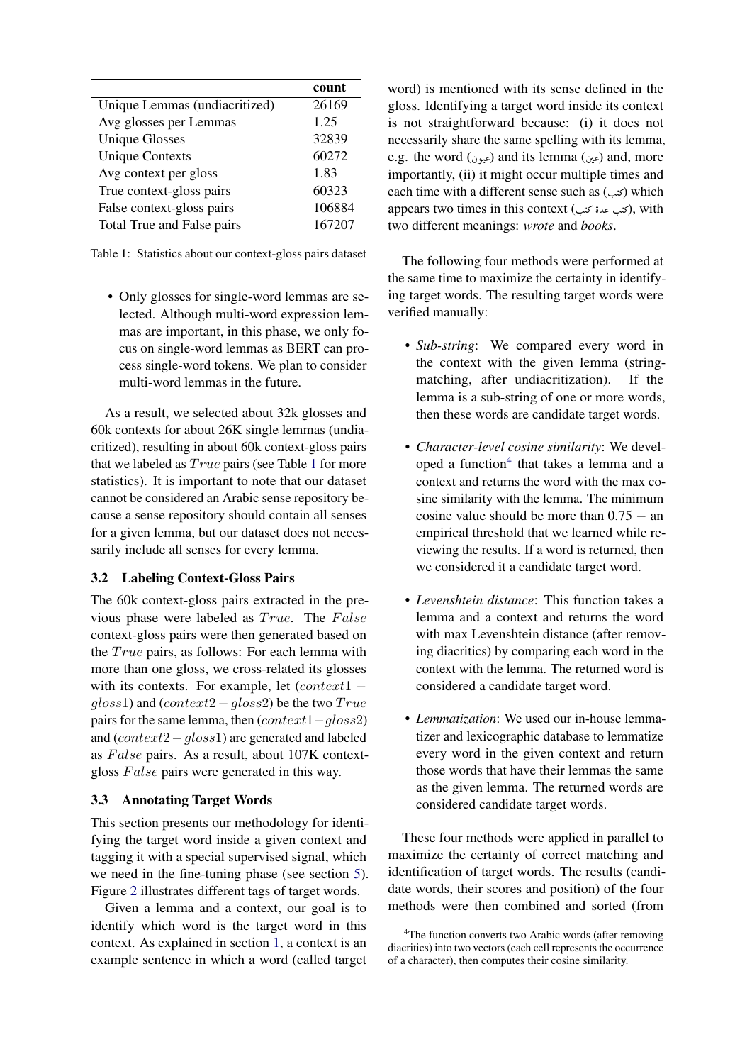|  | count |
| --- | --- |
| Unique Lemmas (undiacritized) | 26169 |
| Avg glosses per Lemmas | 1.25 |
| Unique Glosses | 32839 |
| Unique Contexts | 60272 |
| Avg context per gloss | 1.83 |
| True context-gloss pairs | 60323 |
| False context-gloss pairs | 106884 |
| Total True and False pairs | 167207 |

Table 1: Statistics about our context-gloss pairs dataset

- Only glosses for single-word lemmas are selected. Although multi-word expression lemmas are important, in this phase, we only focus on single-word lemmas as BERT can process single-word tokens. We plan to consider multi-word lemmas in the future.

As a result, we selected about 32k glosses and 60k contexts for about 26K single lemmas (undiacritized), resulting in about 60k context-gloss pairs that we labeled as $True$ pairs (see Table 1 for more statistics). It is important to note that our dataset cannot be considered an Arabic sense repository because a sense repository should contain all senses for a given lemma, but our dataset does not necessarily include all senses for every lemma.

### 3.2 Labeling Context-Gloss Pairs

The 60k context-gloss pairs extracted in the previous phase were labeled as $True$. The $False$ context-gloss pairs were then generated based on the $True$ pairs, as follows: For each lemma with more than one gloss, we cross-related its glosses with its contexts. For example, let ($context1 - gloss1$) and ($context2 - gloss2$) be the two $True$ pairs for the same lemma, then ($context1 - gloss2$) and ($context2 - gloss1$) are generated and labeled as $False$ pairs. As a result, about 107K context-gloss $False$ pairs were generated in this way.

### 3.3 Annotating Target Words

This section presents our methodology for identifying the target word inside a given context and tagging it with a special supervised signal, which we need in the fine-tuning phase (see section 5). Figure 2 illustrates different tags of target words.

Given a lemma and a context, our goal is to identify which word is the target word in this context. As explained in section 1, a context is an example sentence in which a word (called target word) is mentioned with its sense defined in the gloss. Identifying a target word inside its context is not straightforward because: (i) it does not necessarily share the same spelling with its lemma, e.g. the word (عيون) and its lemma (عين) and, more importantly, (ii) it might occur multiple times and each time with a different sense such as (كتب) which appears two times in this context (كتب عدة كتب), with two different meanings: *wrote* and *books*.

The following four methods were performed at the same time to maximize the certainty in identifying target words. The resulting target words were verified manually:

- *Sub-string*: We compared every word in the context with the given lemma (string-matching, after undiacritization). If the lemma is a sub-string of one or more words, then these words are candidate target words.
- *Character-level cosine similarity*: We developed a function[4] that takes a lemma and a context and returns the word with the max cosine similarity with the lemma. The minimum cosine value should be more than 0.75 – an empirical threshold that we learned while reviewing the results. If a word is returned, then we considered it a candidate target word.
- *Levenshtein distance*: This function takes a lemma and a context and returns the word with max Levenshtein distance (after removing diacritics) by comparing each word in the context with the lemma. The returned word is considered a candidate target word.
- *Lemmatization*: We used our in-house lemmatizer and lexicographic database to lemmatize every word in the given context and return those words that have their lemmas the same as the given lemma. The returned words are considered candidate target words.

These four methods were applied in parallel to maximize the certainty of correct matching and identification of target words. The results (candidate words, their scores and position) of the four methods were then combined and sorted (from

[4]The function converts two Arabic words (after removing diacritics) into two vectors (each cell represents the occurrence of a character), then computes their cosine similarity.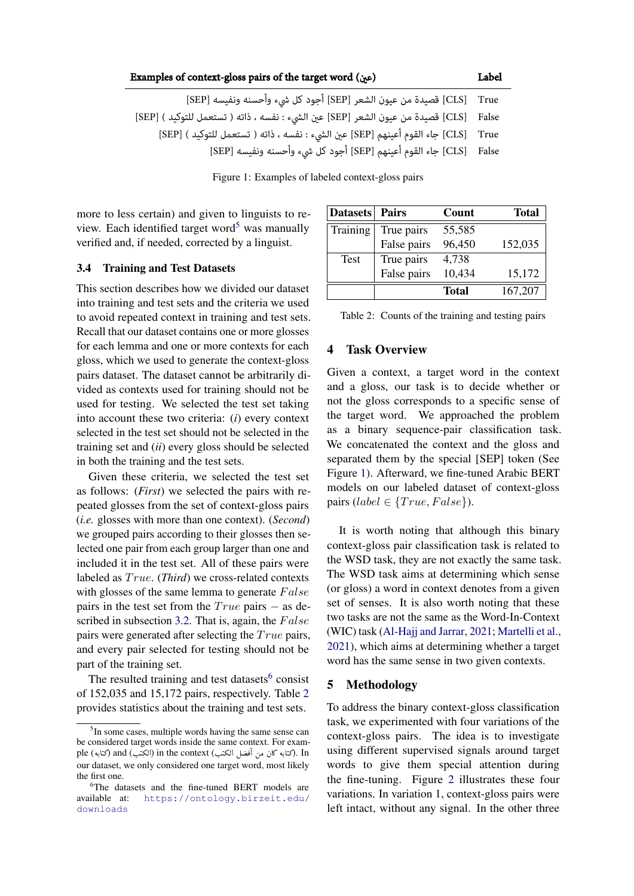| Examples of context-gloss pairs of the target word (عين) | Label |
|---|---|
| [CLS] قصيدة من عيون الشعر [SEP] أجود كل شيء وأحسنه ونفيسه [SEP] | True |
| [CLS] قصيدة من عيون الشعر [SEP] عين الشيء : نفسه ، ذاته ( تستعمل للتوكيد ) [SEP] | False |
| [CLS] جاء القوم أعينهم [SEP] عين الشيء : نفسه ، ذاته ( تستعمل للتوكيد ) [SEP] | True |
| [CLS] جاء القوم أعينهم [SEP] أجود كل شيء وأحسنه ونفيسه [SEP] | False |

Figure 1: Examples of labeled context-gloss pairs

more to less certain) and given to linguists to review. Each identified target word[5] was manually verified and, if needed, corrected by a linguist.

### 3.4 Training and Test Datasets

This section describes how we divided our dataset into training and test sets and the criteria we used to avoid repeated context in training and test sets. Recall that our dataset contains one or more glosses for each lemma and one or more contexts for each gloss, which we used to generate the context-gloss pairs dataset. The dataset cannot be arbitrarily divided as contexts used for training should not be used for testing. We selected the test set taking into account these two criteria: (*i*) every context selected in the test set should not be selected in the training set and (*ii*) every gloss should be selected in both the training and the test sets.

Given these criteria, we selected the test set as follows: (*First*) we selected the pairs with repeated glosses from the set of context-gloss pairs (*i.e.* glosses with more than one context). (*Second*) we grouped pairs according to their glosses then selected one pair from each group larger than one and included it in the test set. All of these pairs were labeled as $True$. (*Third*) we cross-related contexts with glosses of the same lemma to generate $False$ pairs in the test set from the $True$ pairs – as described in subsection 3.2. That is, again, the $False$ pairs were generated after selecting the $True$ pairs, and every pair selected for testing should not be part of the training set.

The resulted training and test datasets[6] consist of 152,035 and 15,172 pairs, respectively. Table 2 provides statistics about the training and test sets.

| Datasets | Pairs | Count | Total |
|---|---|---|---|
| Training | True pairs | 55,585 | |
| | False pairs | 96,450 | 152,035 |
| Test | True pairs | 4,738 | |
| | False pairs | 10,434 | 15,172 |
| | | **Total** | 167,207 |

Table 2: Counts of the training and testing pairs

## 4 Task Overview

Given a context, a target word in the context and a gloss, our task is to decide whether or not the gloss corresponds to a specific sense of the target word. We approached the problem as a binary sequence-pair classification task. We concatenated the context and the gloss and separated them by the special [SEP] token (See Figure 1). Afterward, we fine-tuned Arabic BERT models on our labeled dataset of context-gloss pairs ($label \in \{True, False\}$).

It is worth noting that although this binary context-gloss pair classification task is related to the WSD task, they are not exactly the same task. The WSD task aims at determining which sense (or gloss) a word in context denotes from a given set of senses. It is also worth noting that these two tasks are not the same as the Word-In-Context (WIC) task (Al-Hajj and Jarrar, 2021; Martelli et al., 2021), which aims at determining whether a target word has the same sense in two given contexts.

## 5 Methodology

To address the binary context-gloss classification task, we experimented with four variations of the context-gloss pairs. The idea is to investigate using different supervised signals around target words to give them special attention during the fine-tuning. Figure 2 illustrates these four variations. In variation 1, context-gloss pairs were left intact, without any signal. In the other three

[5] In some cases, multiple words having the same sense can be considered target words inside the same context. For example (كتابه) and (الكتب) in the context (كتابه كان من أفضل الكتب). In our dataset, we only considered one target word, most likely the first one.

[6] The datasets and the fine-tuned BERT models are available at: https://ontology.birzeit.edu/downloads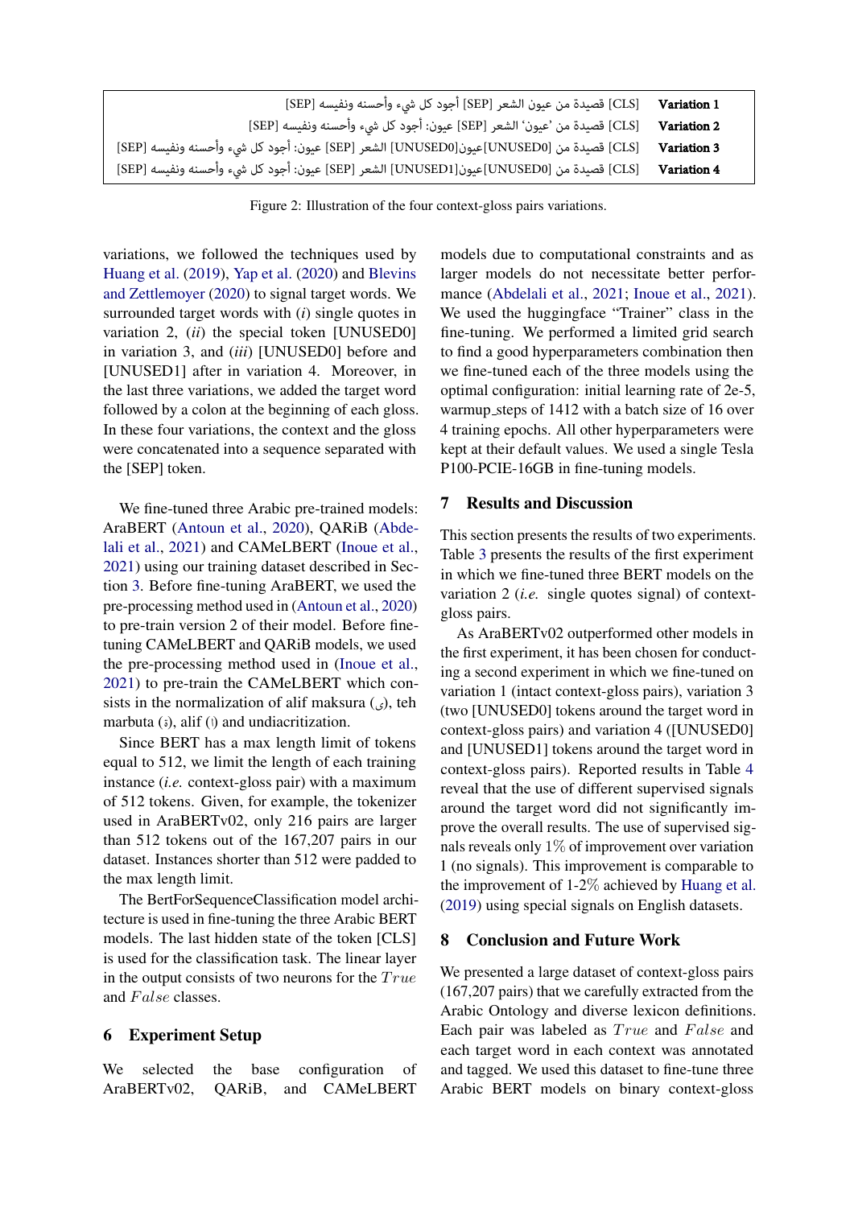| | |
|---|---|
| **Variation 1** | [CLS] قصيدة من عيون الشعر [SEP] أجود كل شيء وأحسنه ونفيسه [SEP] |
| **Variation 2** | [CLS] قصيدة من 'عيون' الشعر [SEP] عيون: أجود كل شيء وأحسنه ونفيسه [SEP] |
| **Variation 3** | [CLS] قصيدة من [UNUSED0]عيون[UNUSED0] الشعر [SEP] عيون: أجود كل شيء وأحسنه ونفيسه [SEP] |
| **Variation 4** | [CLS] قصيدة من [UNUSED0]عيون[UNUSED1] الشعر [SEP] عيون: أجود كل شيء وأحسنه ونفيسه [SEP] |

Figure 2: Illustration of the four context-gloss pairs variations.

variations, we followed the techniques used by Huang et al. (2019), Yap et al. (2020) and Blevins and Zettlemoyer (2020) to signal target words. We surrounded target words with (*i*) single quotes in variation 2, (*ii*) the special token [UNUSED0] in variation 3, and (*iii*) [UNUSED0] before and [UNUSED1] after in variation 4. Moreover, in the last three variations, we added the target word followed by a colon at the beginning of each gloss. In these four variations, the context and the gloss were concatenated into a sequence separated with the [SEP] token.

We fine-tuned three Arabic pre-trained models: AraBERT (Antoun et al., 2020), QARiB (Abdelali et al., 2021) and CAMeLBERT (Inoue et al., 2021) using our training dataset described in Section 3. Before fine-tuning AraBERT, we used the pre-processing method used in (Antoun et al., 2020) to pre-train version 2 of their model. Before fine-tuning CAMeLBERT and QARiB models, we used the pre-processing method used in (Inoue et al., 2021) to pre-train the CAMeLBERT which consists in the normalization of alif maksura (ى), teh marbuta (ة), alif (ا) and undiacritization.

Since BERT has a max length limit of tokens equal to 512, we limit the length of each training instance (*i.e.* context-gloss pair) with a maximum of 512 tokens. Given, for example, the tokenizer used in AraBERTv02, only 216 pairs are larger than 512 tokens out of the 167,207 pairs in our dataset. Instances shorter than 512 were padded to the max length limit.

The BertForSequenceClassification model architecture is used in fine-tuning the three Arabic BERT models. The last hidden state of the token [CLS] is used for the classification task. The linear layer in the output consists of two neurons for the $True$ and $False$ classes.

## 6 Experiment Setup

We selected the base configuration of AraBERTv02, QARiB, and CAMeLBERT models due to computational constraints and as larger models do not necessitate better performance (Abdelali et al., 2021; Inoue et al., 2021). We used the huggingface "Trainer" class in the fine-tuning. We performed a limited grid search to find a good hyperparameters combination then we fine-tuned each of the three models using the optimal configuration: initial learning rate of 2e-5, warmup_steps of 1412 with a batch size of 16 over 4 training epochs. All other hyperparameters were kept at their default values. We used a single Tesla P100-PCIE-16GB in fine-tuning models.

## 7 Results and Discussion

This section presents the results of two experiments. Table 3 presents the results of the first experiment in which we fine-tuned three BERT models on the variation 2 (*i.e.* single quotes signal) of context-gloss pairs.

As AraBERTv02 outperformed other models in the first experiment, it has been chosen for conducting a second experiment in which we fine-tuned on variation 1 (intact context-gloss pairs), variation 3 (two [UNUSED0] tokens around the target word in context-gloss pairs) and variation 4 ([UNUSED0] and [UNUSED1] tokens around the target word in context-gloss pairs). Reported results in Table 4 reveal that the use of different supervised signals around the target word did not significantly improve the overall results. The use of supervised signals reveals only 1% of improvement over variation 1 (no signals). This improvement is comparable to the improvement of 1-2% achieved by Huang et al. (2019) using special signals on English datasets.

## 8 Conclusion and Future Work

We presented a large dataset of context-gloss pairs (167,207 pairs) that we carefully extracted from the Arabic Ontology and diverse lexicon definitions. Each pair was labeled as $True$ and $False$ and each target word in each context was annotated and tagged. We used this dataset to fine-tune three Arabic BERT models on binary context-gloss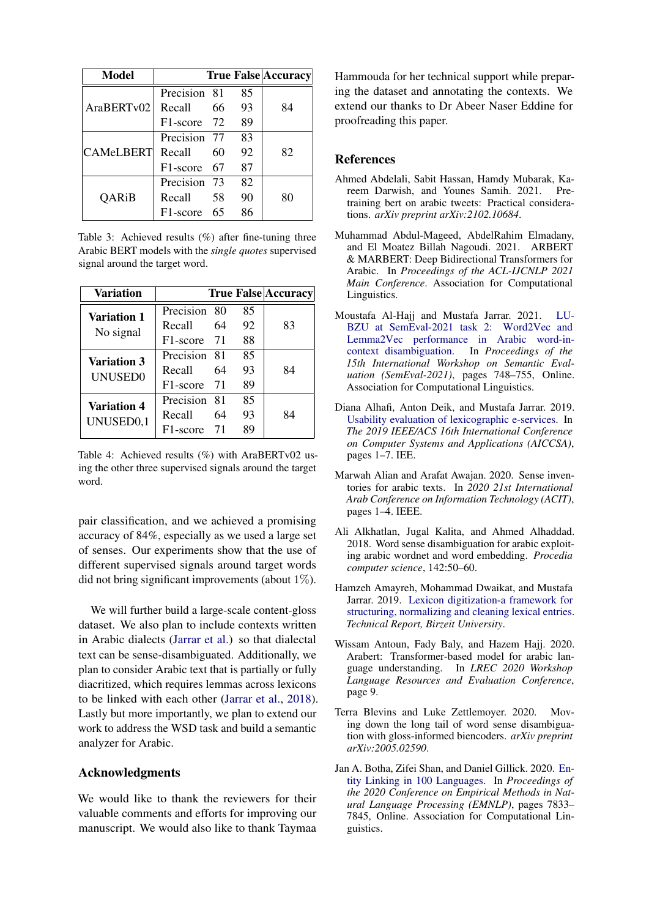| Model | | True | False | Accuracy |
|---|---|---|---|---|
| AraBERTv02 | Precision | 81 | 85 | 84 |
| | Recall | 66 | 93 | |
| | F1-score | 72 | 89 | |
| CAMeLBERT | Precision | 77 | 83 | 82 |
| | Recall | 60 | 92 | |
| | F1-score | 67 | 87 | |
| QARiB | Precision | 73 | 82 | 80 |
| | Recall | 58 | 90 | |
| | F1-score | 65 | 86 | |

Table 3: Achieved results (%) after fine-tuning three Arabic BERT models with the *single quotes* supervised signal around the target word.

| Variation | | True | False | Accuracy |
|---|---|---|---|---|
| **Variation 1** No signal | Precision | 80 | 85 | 83 |
| | Recall | 64 | 92 | |
| | F1-score | 71 | 88 | |
| **Variation 3** UNUSED0 | Precision | 81 | 85 | 84 |
| | Recall | 64 | 93 | |
| | F1-score | 71 | 89 | |
| **Variation 4** UNUSED0,1 | Precision | 81 | 85 | 84 |
| | Recall | 64 | 93 | |
| | F1-score | 71 | 89 | |

Table 4: Achieved results (%) with AraBERTv02 using the other three supervised signals around the target word.

pair classification, and we achieved a promising accuracy of 84%, especially as we used a large set of senses. Our experiments show that the use of different supervised signals around target words did not bring significant improvements (about 1%).

We will further build a large-scale content-gloss dataset. We also plan to include contexts written in Arabic dialects (Jarrar et al.) so that dialectal text can be sense-disambiguated. Additionally, we plan to consider Arabic text that is partially or fully diacritized, which requires lemmas across lexicons to be linked with each other (Jarrar et al., 2018). Lastly but more importantly, we plan to extend our work to address the WSD task and build a semantic analyzer for Arabic.

## Acknowledgments

We would like to thank the reviewers for their valuable comments and efforts for improving our manuscript. We would also like to thank Taymaa Hammouda for her technical support while preparing the dataset and annotating the contexts. We extend our thanks to Dr Abeer Naser Eddine for proofreading this paper.

## References

Ahmed Abdelali, Sabit Hassan, Hamdy Mubarak, Kareem Darwish, and Younes Samih. 2021. Pre-training bert on arabic tweets: Practical considerations. *arXiv preprint arXiv:2102.10684*.

Muhammad Abdul-Mageed, AbdelRahim Elmadany, and El Moatez Billah Nagoudi. 2021. ARBERT & MARBERT: Deep Bidirectional Transformers for Arabic. In *Proceedings of the ACL-IJCNLP 2021 Main Conference*. Association for Computational Linguistics.

Moustafa Al-Hajj and Mustafa Jarrar. 2021. LU-BZU at SemEval-2021 task 2: Word2Vec and Lemma2Vec performance in Arabic word-in-context disambiguation. In *Proceedings of the 15th International Workshop on Semantic Evaluation (SemEval-2021)*, pages 748–755, Online. Association for Computational Linguistics.

Diana Alhafi, Anton Deik, and Mustafa Jarrar. 2019. Usability evaluation of lexicographic e-services. In *The 2019 IEEE/ACS 16th International Conference on Computer Systems and Applications (AICCSA)*, pages 1–7. IEEE.

Marwah Alian and Arafat Awajan. 2020. Sense inventories for arabic texts. In *2020 21st International Arab Conference on Information Technology (ACIT)*, pages 1–4. IEEE.

Ali Alkhatlan, Jugal Kalita, and Ahmed Alhaddad. 2018. Word sense disambiguation for arabic exploiting arabic wordnet and word embedding. *Procedia computer science*, 142:50–60.

Hamzeh Amayreh, Mohammad Dwaikat, and Mustafa Jarrar. 2019. Lexicon digitization-a framework for structuring, normalizing and cleaning lexical entries. *Technical Report, Birzeit University*.

Wissam Antoun, Fady Baly, and Hazem Hajj. 2020. Arabert: Transformer-based model for arabic language understanding. In *LREC 2020 Workshop Language Resources and Evaluation Conference*, page 9.

Terra Blevins and Luke Zettlemoyer. 2020. Moving down the long tail of word sense disambiguation with gloss-informed biencoders. *arXiv preprint arXiv:2005.02590*.

Jan A. Botha, Zifei Shan, and Daniel Gillick. 2020. Entity Linking in 100 Languages. In *Proceedings of the 2020 Conference on Empirical Methods in Natural Language Processing (EMNLP)*, pages 7833–7845, Online. Association for Computational Linguistics.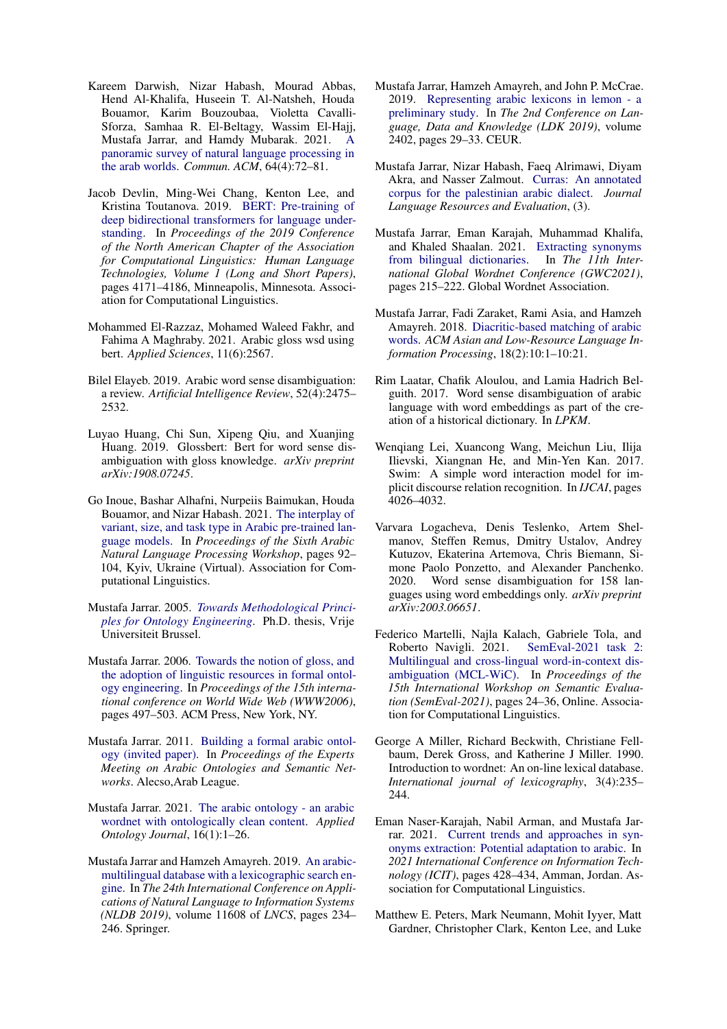Kareem Darwish, Nizar Habash, Mourad Abbas, Hend Al-Khalifa, Huseein T. Al-Natsheh, Houda Bouamor, Karim Bouzoubaa, Violetta Cavalli-Sforza, Samhaa R. El-Beltagy, Wassim El-Hajj, Mustafa Jarrar, and Hamdy Mubarak. 2021. A panoramic survey of natural language processing in the arab worlds. *Commun. ACM*, 64(4):72–81.

Jacob Devlin, Ming-Wei Chang, Kenton Lee, and Kristina Toutanova. 2019. BERT: Pre-training of deep bidirectional transformers for language understanding. In *Proceedings of the 2019 Conference of the North American Chapter of the Association for Computational Linguistics: Human Language Technologies, Volume 1 (Long and Short Papers)*, pages 4171–4186, Minneapolis, Minnesota. Association for Computational Linguistics.

Mohammed El-Razzaz, Mohamed Waleed Fakhr, and Fahima A Maghraby. 2021. Arabic gloss wsd using bert. *Applied Sciences*, 11(6):2567.

Bilel Elayeb. 2019. Arabic word sense disambiguation: a review. *Artificial Intelligence Review*, 52(4):2475–2532.

Luyao Huang, Chi Sun, Xipeng Qiu, and Xuanjing Huang. 2019. Glossbert: Bert for word sense disambiguation with gloss knowledge. *arXiv preprint arXiv:1908.07245*.

Go Inoue, Bashar Alhafni, Nurpeiis Baimukan, Houda Bouamor, and Nizar Habash. 2021. The interplay of variant, size, and task type in Arabic pre-trained language models. In *Proceedings of the Sixth Arabic Natural Language Processing Workshop*, pages 92–104, Kyiv, Ukraine (Virtual). Association for Computational Linguistics.

Mustafa Jarrar. 2005. *Towards Methodological Principles for Ontology Engineering*. Ph.D. thesis, Vrije Universiteit Brussel.

Mustafa Jarrar. 2006. Towards the notion of gloss, and the adoption of linguistic resources in formal ontology engineering. In *Proceedings of the 15th international conference on World Wide Web (WWW2006)*, pages 497–503. ACM Press, New York, NY.

Mustafa Jarrar. 2011. Building a formal arabic ontology (invited paper). In *Proceedings of the Experts Meeting on Arabic Ontologies and Semantic Networks*. Alecso,Arab League.

Mustafa Jarrar. 2021. The arabic ontology - an arabic wordnet with ontologically clean content. *Applied Ontology Journal*, 16(1):1–26.

Mustafa Jarrar and Hamzeh Amayreh. 2019. An arabic-multilingual database with a lexicographic search engine. In *The 24th International Conference on Applications of Natural Language to Information Systems (NLDB 2019)*, volume 11608 of *LNCS*, pages 234–246. Springer.

Mustafa Jarrar, Hamzeh Amayreh, and John P. McCrae. 2019. Representing arabic lexicons in lemon - a preliminary study. In *The 2nd Conference on Language, Data and Knowledge (LDK 2019)*, volume 2402, pages 29–33. CEUR.

Mustafa Jarrar, Nizar Habash, Faeq Alrimawi, Diyam Akra, and Nasser Zalmout. Curras: An annotated corpus for the palestinian arabic dialect. *Journal Language Resources and Evaluation*, (3).

Mustafa Jarrar, Eman Karajah, Muhammad Khalifa, and Khaled Shaalan. 2021. Extracting synonyms from bilingual dictionaries. In *The 11th International Global Wordnet Conference (GWC2021)*, pages 215–222. Global Wordnet Association.

Mustafa Jarrar, Fadi Zaraket, Rami Asia, and Hamzeh Amayreh. 2018. Diacritic-based matching of arabic words. *ACM Asian and Low-Resource Language Information Processing*, 18(2):10:1–10:21.

Rim Laatar, Chafik Aloulou, and Lamia Hadrich Belguith. 2017. Word sense disambiguation of arabic language with word embeddings as part of the creation of a historical dictionary. In *LPKM*.

Wenqiang Lei, Xuancong Wang, Meichun Liu, Ilija Ilievski, Xiangnan He, and Min-Yen Kan. 2017. Swim: A simple word interaction model for implicit discourse relation recognition. In *IJCAI*, pages 4026–4032.

Varvara Logacheva, Denis Teslenko, Artem Shelmanov, Steffen Remus, Dmitry Ustalov, Andrey Kutuzov, Ekaterina Artemova, Chris Biemann, Simone Paolo Ponzetto, and Alexander Panchenko. 2020. Word sense disambiguation for 158 languages using word embeddings only. *arXiv preprint arXiv:2003.06651*.

Federico Martelli, Najla Kalach, Gabriele Tola, and Roberto Navigli. 2021. SemEval-2021 task 2: Multilingual and cross-lingual word-in-context disambiguation (MCL-WiC). In *Proceedings of the 15th International Workshop on Semantic Evaluation (SemEval-2021)*, pages 24–36, Online. Association for Computational Linguistics.

George A Miller, Richard Beckwith, Christiane Fellbaum, Derek Gross, and Katherine J Miller. 1990. Introduction to wordnet: An on-line lexical database. *International journal of lexicography*, 3(4):235–244.

Eman Naser-Karajah, Nabil Arman, and Mustafa Jarrar. 2021. Current trends and approaches in synonyms extraction: Potential adaptation to arabic. In *2021 International Conference on Information Technology (ICIT)*, pages 428–434, Amman, Jordan. Association for Computational Linguistics.

Matthew E. Peters, Mark Neumann, Mohit Iyyer, Matt Gardner, Christopher Clark, Kenton Lee, and Luke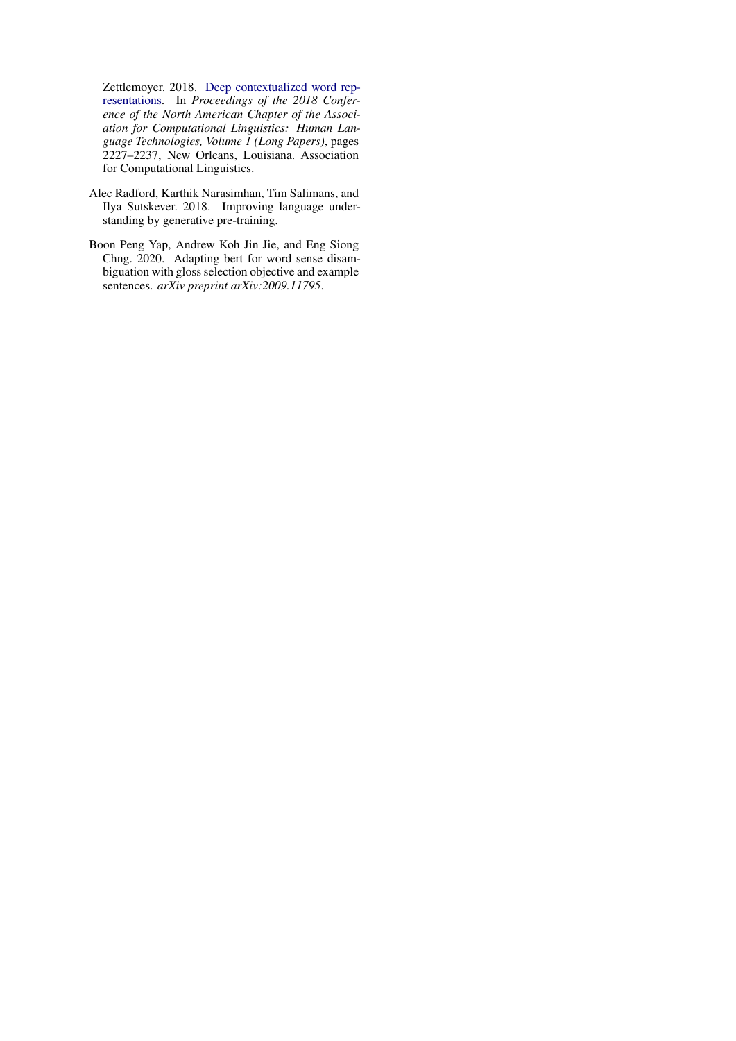Zettlemoyer. 2018. Deep contextualized word representations. In *Proceedings of the 2018 Conference of the North American Chapter of the Association for Computational Linguistics: Human Language Technologies, Volume 1 (Long Papers)*, pages 2227–2237, New Orleans, Louisiana. Association for Computational Linguistics.

Alec Radford, Karthik Narasimhan, Tim Salimans, and Ilya Sutskever. 2018. Improving language understanding by generative pre-training.

Boon Peng Yap, Andrew Koh Jin Jie, and Eng Siong Chng. 2020. Adapting bert for word sense disambiguation with gloss selection objective and example sentences. *arXiv preprint arXiv:2009.11795*.